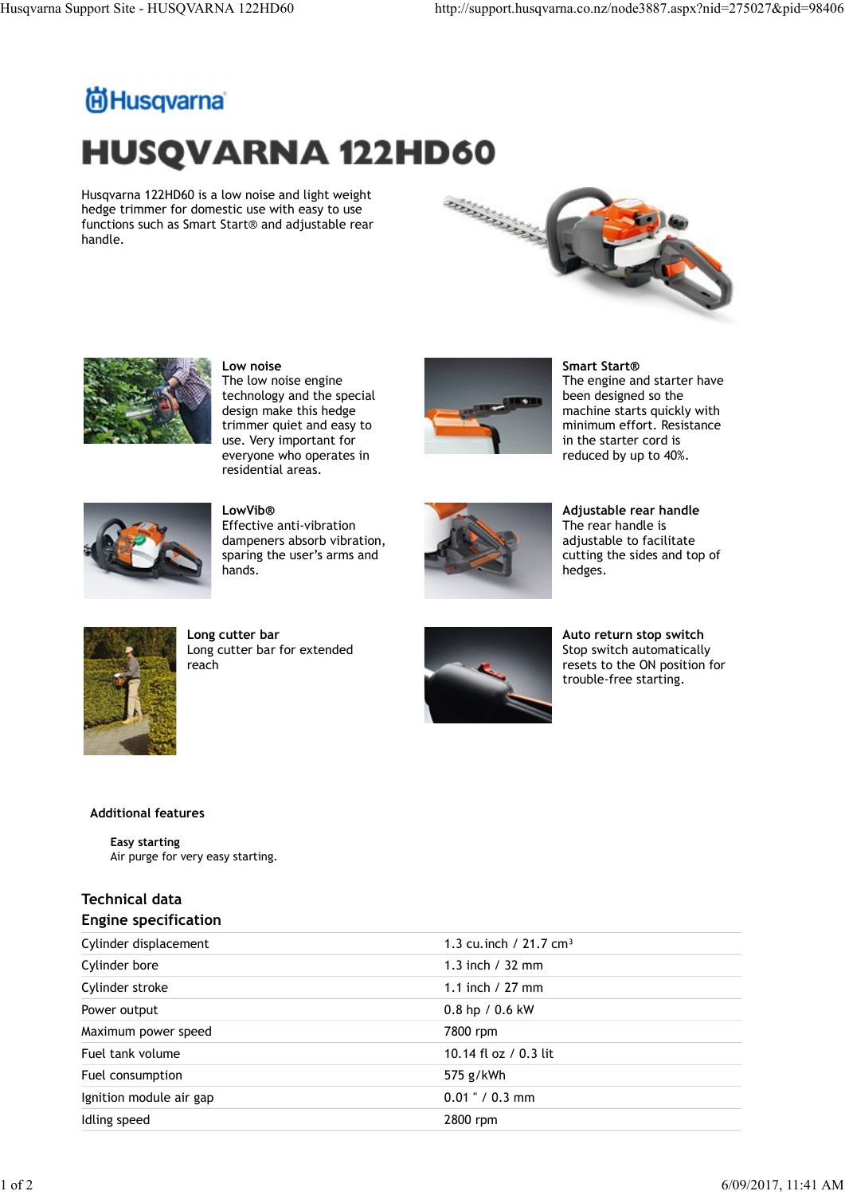Husqvarna

# HUSQVARNA 122HD60

Husqvarna 122HD60 is a low noise and light weight hedge trimmer for domestic use with easy to use functions such as Smart Start® and adjustable rear handle.

**Low noise**
The low noise engine technology and the special design make this hedge trimmer quiet and easy to use. Very important for everyone who operates in residential areas.

**Smart Start®**
The engine and starter have been designed so the machine starts quickly with minimum effort. Resistance in the starter cord is reduced by up to 40%.

**LowVib®**
Effective anti-vibration dampeners absorb vibration, sparing the user's arms and hands.

**Adjustable rear handle**
The rear handle is adjustable to facilitate cutting the sides and top of hedges.

**Long cutter bar**
Long cutter bar for extended reach

**Auto return stop switch**
Stop switch automatically resets to the ON position for trouble-free starting.

### Additional features

**Easy starting**
Air purge for very easy starting.

## Technical data

### Engine specification

| | |
|---|---|
| Cylinder displacement | 1.3 cu.inch / 21.7 cm³ |
| Cylinder bore | 1.3 inch / 32 mm |
| Cylinder stroke | 1.1 inch / 27 mm |
| Power output | 0.8 hp / 0.6 kW |
| Maximum power speed | 7800 rpm |
| Fuel tank volume | 10.14 fl oz / 0.3 lit |
| Fuel consumption | 575 g/kWh |
| Ignition module air gap | 0.01 " / 0.3 mm |
| Idling speed | 2800 rpm |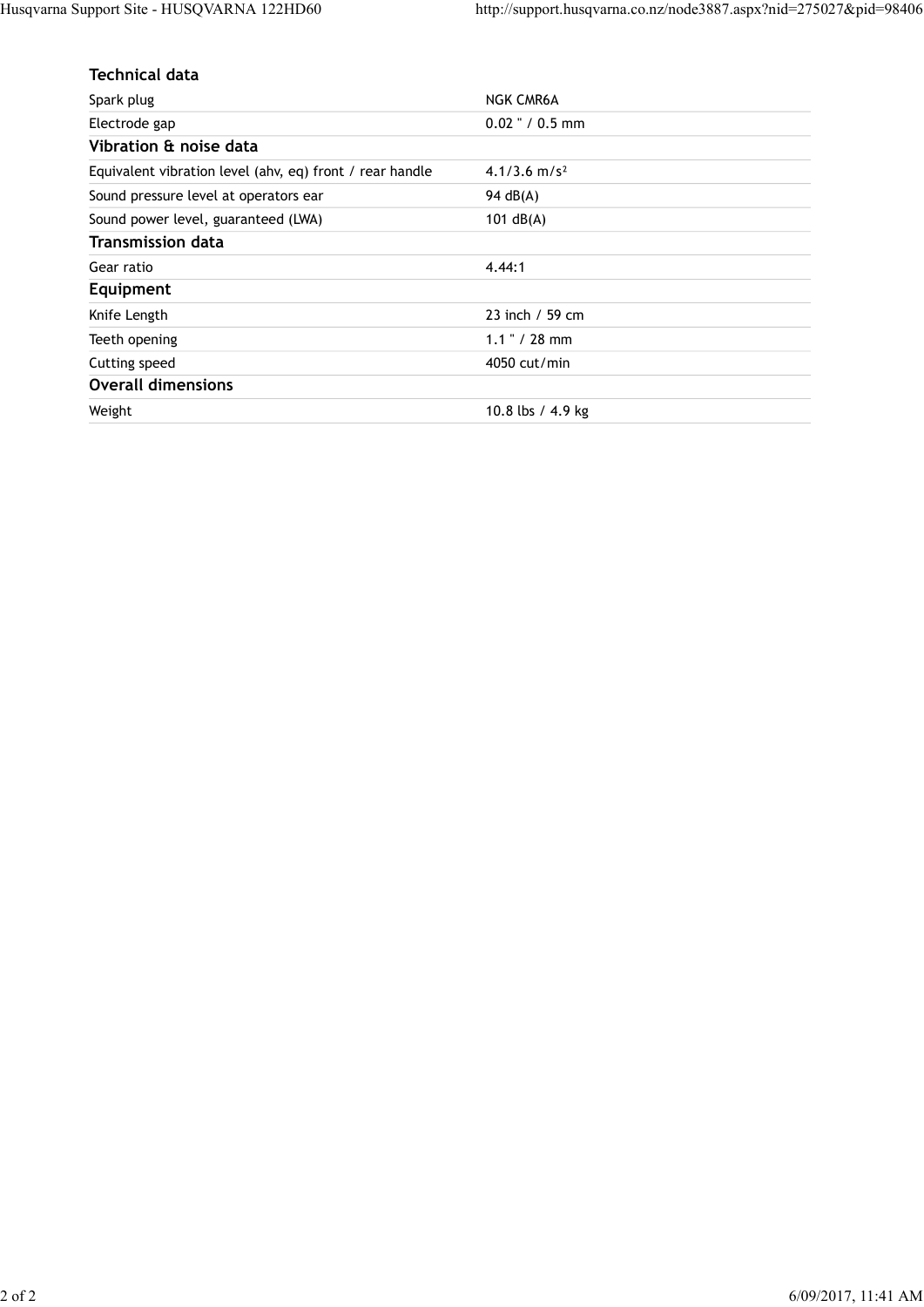## Technical data

| | |
|---|---|
| Spark plug | NGK CMR6A |
| Electrode gap | 0.02 " / 0.5 mm |

## Vibration & noise data

| | |
|---|---|
| Equivalent vibration level (ahv, eq) front / rear handle | 4.1/3.6 m/s² |
| Sound pressure level at operators ear | 94 dB(A) |
| Sound power level, guaranteed (LWA) | 101 dB(A) |

## Transmission data

| | |
|---|---|
| Gear ratio | 4.44:1 |

## Equipment

| | |
|---|---|
| Knife Length | 23 inch / 59 cm |
| Teeth opening | 1.1 " / 28 mm |
| Cutting speed | 4050 cut/min |

## Overall dimensions

| | |
|---|---|
| Weight | 10.8 lbs / 4.9 kg |